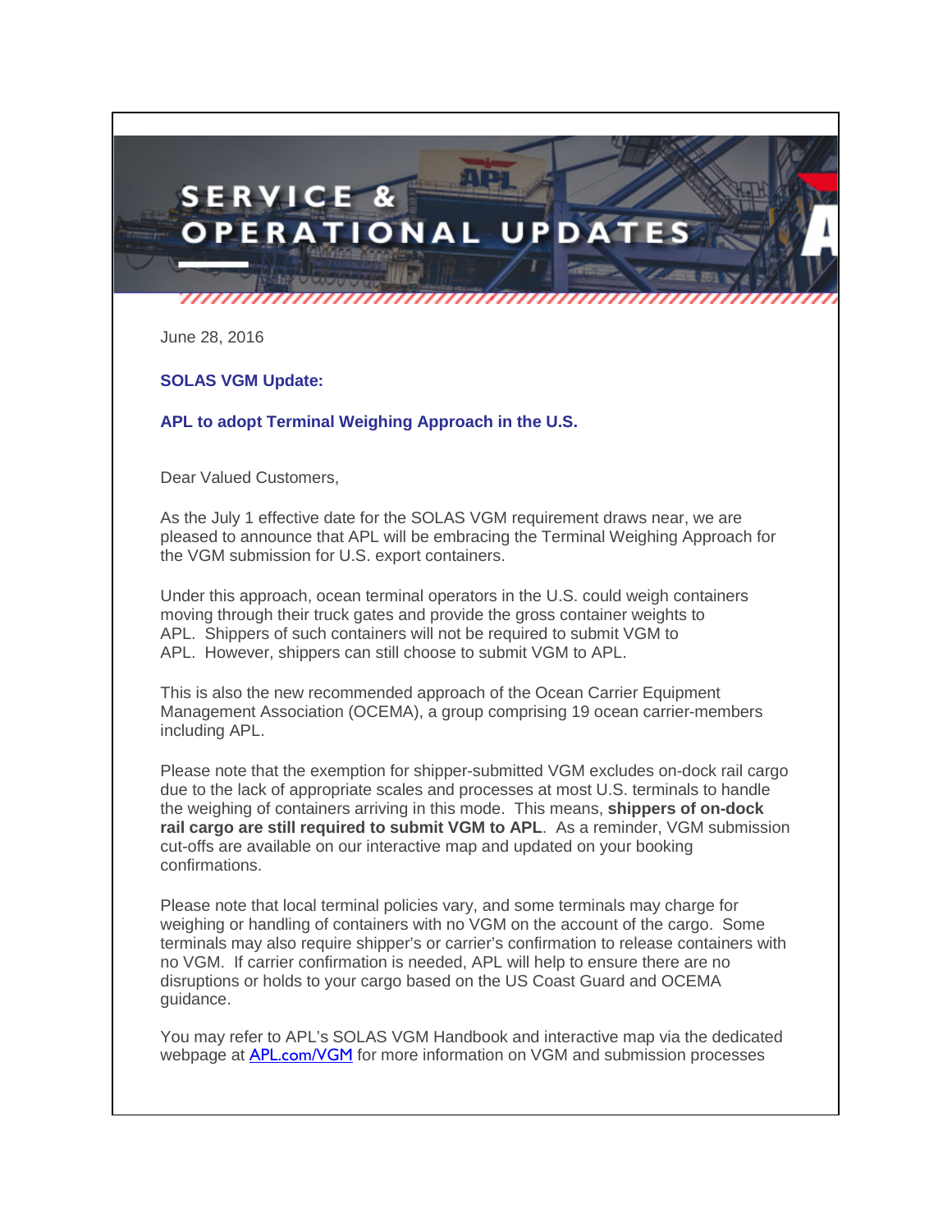# SERVICE & OPERATIONAL UPDATES

June 28, 2016

**SOLAS VGM Update:**

**APL to adopt Terminal Weighing Approach in the U.S.**

Dear Valued Customers,

As the July 1 effective date for the SOLAS VGM requirement draws near, we are pleased to announce that APL will be embracing the Terminal Weighing Approach for the VGM submission for U.S. export containers.

Under this approach, ocean terminal operators in the U.S. could weigh containers moving through their truck gates and provide the gross container weights to APL. Shippers of such containers will not be required to submit VGM to APL. However, shippers can still choose to submit VGM to APL.

This is also the new recommended approach of the Ocean Carrier Equipment Management Association (OCEMA), a group comprising 19 ocean carrier-members including APL.

Please note that the exemption for shipper-submitted VGM excludes on-dock rail cargo due to the lack of appropriate scales and processes at most U.S. terminals to handle the weighing of containers arriving in this mode. This means, **shippers of on-dock rail cargo are still required to submit VGM to APL**. As a reminder, VGM submission cut-offs are available on our interactive map and updated on your booking confirmations.

Please note that local terminal policies vary, and some terminals may charge for weighing or handling of containers with no VGM on the account of the cargo. Some terminals may also require shipper's or carrier's confirmation to release containers with no VGM. If carrier confirmation is needed, APL will help to ensure there are no disruptions or holds to your cargo based on the US Coast Guard and OCEMA guidance.

You may refer to APL's SOLAS VGM Handbook and interactive map via the dedicated webpage at [APL.com/VGM](APL.com/VGM) for more information on VGM and submission processes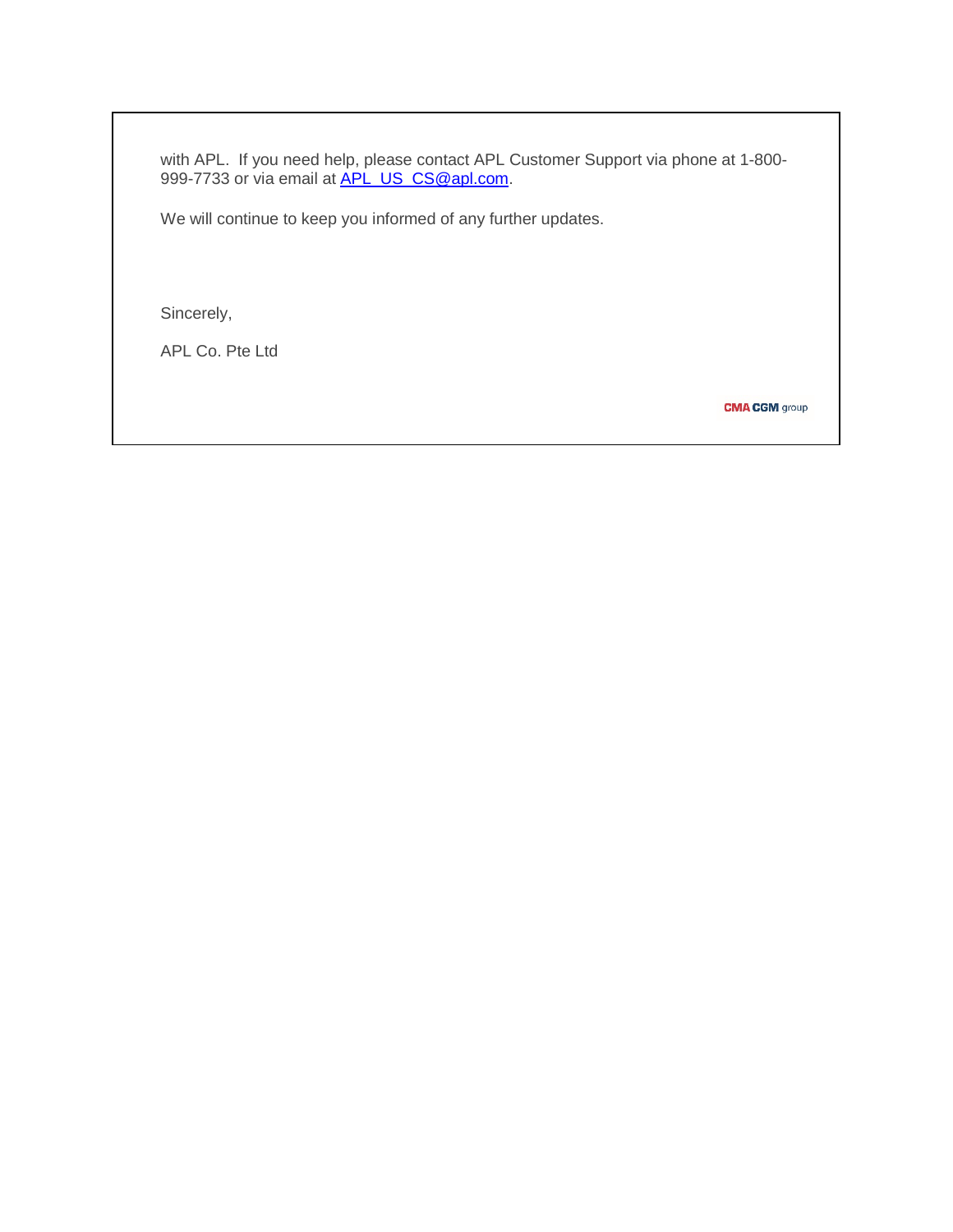with APL. If you need help, please contact APL Customer Support via phone at 1-800-999-7733 or via email at [APL_US_CS@apl.com](mailto:APL_US_CS@apl.com).

We will continue to keep you informed of any further updates.

Sincerely,

APL Co. Pte Ltd

CMA CGM group